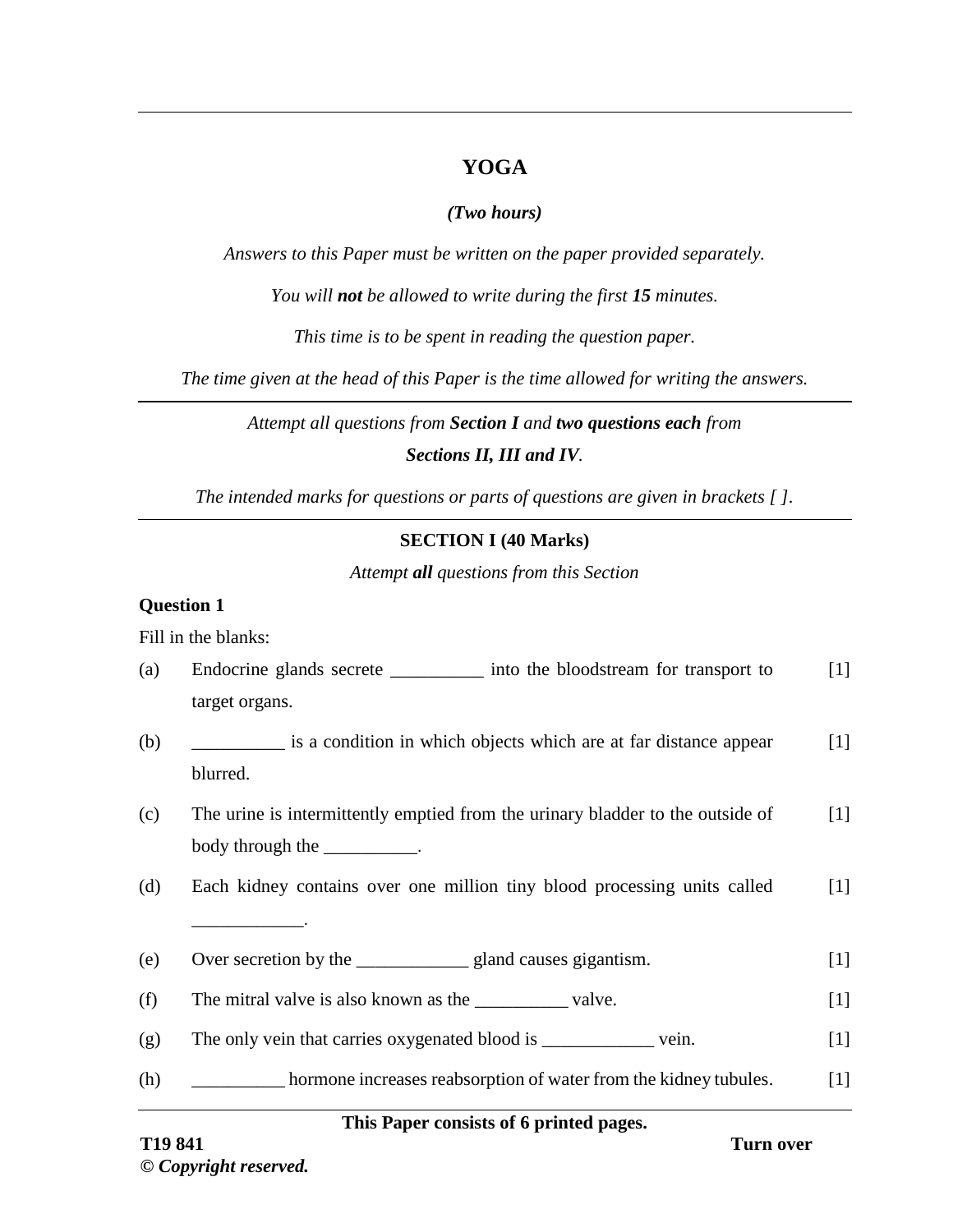# YOGA

***(Two hours)***

*Answers to this Paper must be written on the paper provided separately.*

*You will **not** be allowed to write during the first **15** minutes.*

*This time is to be spent in reading the question paper.*

*The time given at the head of this Paper is the time allowed for writing the answers.*

---

*Attempt all questions from **Section I** and **two questions each** from*
***Sections II, III and IV**.*

*The intended marks for questions or parts of questions are given in brackets [ ].*

---

## SECTION I (40 Marks)

*Attempt **all** questions from this Section*

**Question 1**

Fill in the blanks:

(a) Endocrine glands secrete __________ into the bloodstream for transport to target organs. [1]

(b) __________ is a condition in which objects which are at far distance appear blurred. [1]

(c) The urine is intermittently emptied from the urinary bladder to the outside of body through the __________. [1]

(d) Each kidney contains over one million tiny blood processing units called ____________. [1]

(e) Over secretion by the ____________ gland causes gigantism. [1]

(f) The mitral valve is also known as the __________ valve. [1]

(g) The only vein that carries oxygenated blood is ____________ vein. [1]

(h) __________ hormone increases reabsorption of water from the kidney tubules. [1]

**This Paper consists of 6 printed pages.**

T19 841

**© *Copyright reserved.***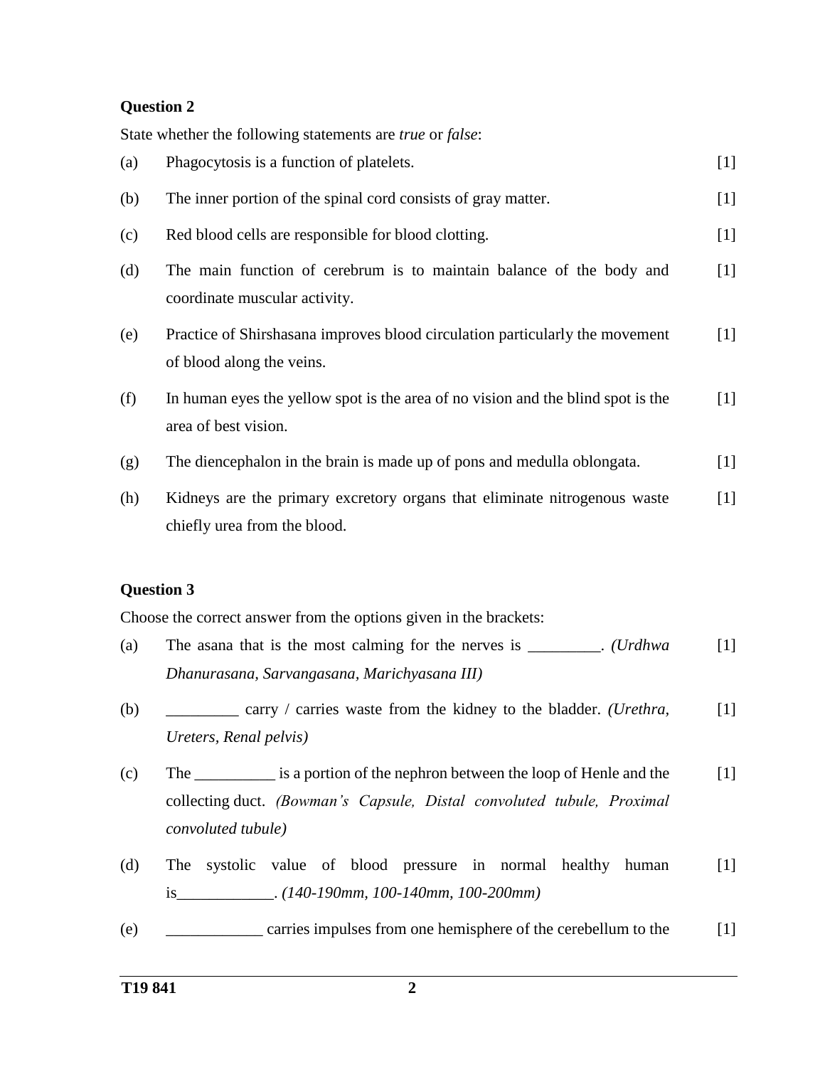**Question 2**

State whether the following statements are *true* or *false*:

(a) Phagocytosis is a function of platelets. [1]

(b) The inner portion of the spinal cord consists of gray matter. [1]

(c) Red blood cells are responsible for blood clotting. [1]

(d) The main function of cerebrum is to maintain balance of the body and coordinate muscular activity. [1]

(e) Practice of Shirshasana improves blood circulation particularly the movement of blood along the veins. [1]

(f) In human eyes the yellow spot is the area of no vision and the blind spot is the area of best vision. [1]

(g) The diencephalon in the brain is made up of pons and medulla oblongata. [1]

(h) Kidneys are the primary excretory organs that eliminate nitrogenous waste chiefly urea from the blood. [1]

**Question 3**

Choose the correct answer from the options given in the brackets:

(a) The asana that is the most calming for the nerves is _________. *(Urdhwa Dhanurasana, Sarvangasana, Marichyasana III)* [1]

(b) _________ carry / carries waste from the kidney to the bladder. *(Urethra, Ureters, Renal pelvis)* [1]

(c) The __________ is a portion of the nephron between the loop of Henle and the collecting duct. *(Bowman's Capsule, Distal convoluted tubule, Proximal convoluted tubule)* [1]

(d) The systolic value of blood pressure in normal healthy human is____________. *(140-190mm, 100-140mm, 100-200mm)* [1]

(e) ____________ carries impulses from one hemisphere of the cerebellum to the [1]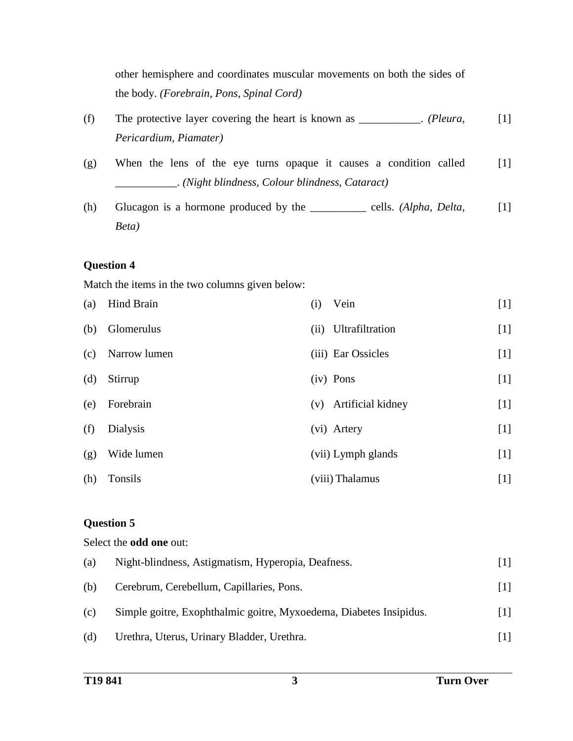other hemisphere and coordinates muscular movements on both the sides of the body. *(Forebrain, Pons, Spinal Cord)*

(f) The protective layer covering the heart is known as ___________. *(Pleura, Pericardium, Piamater)* [1]

(g) When the lens of the eye turns opaque it causes a condition called ___________. *(Night blindness, Colour blindness, Cataract)* [1]

(h) Glucagon is a hormone produced by the __________ cells. *(Alpha, Delta, Beta)* [1]

**Question 4**

Match the items in the two columns given below:

| | | | |
|---|---|---|---|
| (a) | Hind Brain | (i) Vein | [1] |
| (b) | Glomerulus | (ii) Ultrafiltration | [1] |
| (c) | Narrow lumen | (iii) Ear Ossicles | [1] |
| (d) | Stirrup | (iv) Pons | [1] |
| (e) | Forebrain | (v) Artificial kidney | [1] |
| (f) | Dialysis | (vi) Artery | [1] |
| (g) | Wide lumen | (vii) Lymph glands | [1] |
| (h) | Tonsils | (viii) Thalamus | [1] |

**Question 5**

Select the **odd one** out:

(a) Night-blindness, Astigmatism, Hyperopia, Deafness. [1]

(b) Cerebrum, Cerebellum, Capillaries, Pons. [1]

(c) Simple goitre, Exophthalmic goitre, Myxoedema, Diabetes Insipidus. [1]

(d) Urethra, Uterus, Urinary Bladder, Urethra. [1]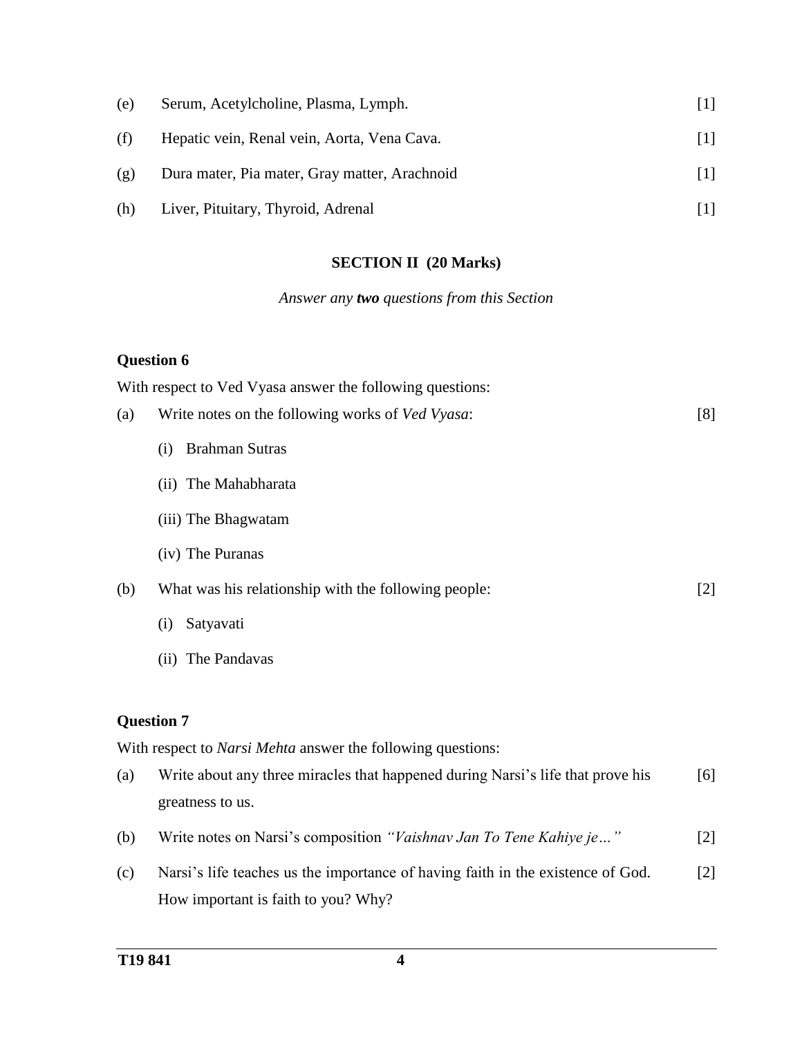(e) Serum, Acetylcholine, Plasma, Lymph. [1]

(f) Hepatic vein, Renal vein, Aorta, Vena Cava. [1]

(g) Dura mater, Pia mater, Gray matter, Arachnoid [1]

(h) Liver, Pituitary, Thyroid, Adrenal [1]

## SECTION II (20 Marks)

*Answer any **two** questions from this Section*

### Question 6

With respect to Ved Vyasa answer the following questions:

(a) Write notes on the following works of *Ved Vyasa*: [8]

- (i) Brahman Sutras
- (ii) The Mahabharata
- (iii) The Bhagwatam
- (iv) The Puranas

(b) What was his relationship with the following people: [2]

- (i) Satyavati
- (ii) The Pandavas

### Question 7

With respect to *Narsi Mehta* answer the following questions:

(a) Write about any three miracles that happened during Narsi's life that prove his greatness to us. [6]

(b) Write notes on Narsi's composition *"Vaishnav Jan To Tene Kahiye je…"* [2]

(c) Narsi's life teaches us the importance of having faith in the existence of God. How important is faith to you? Why? [2]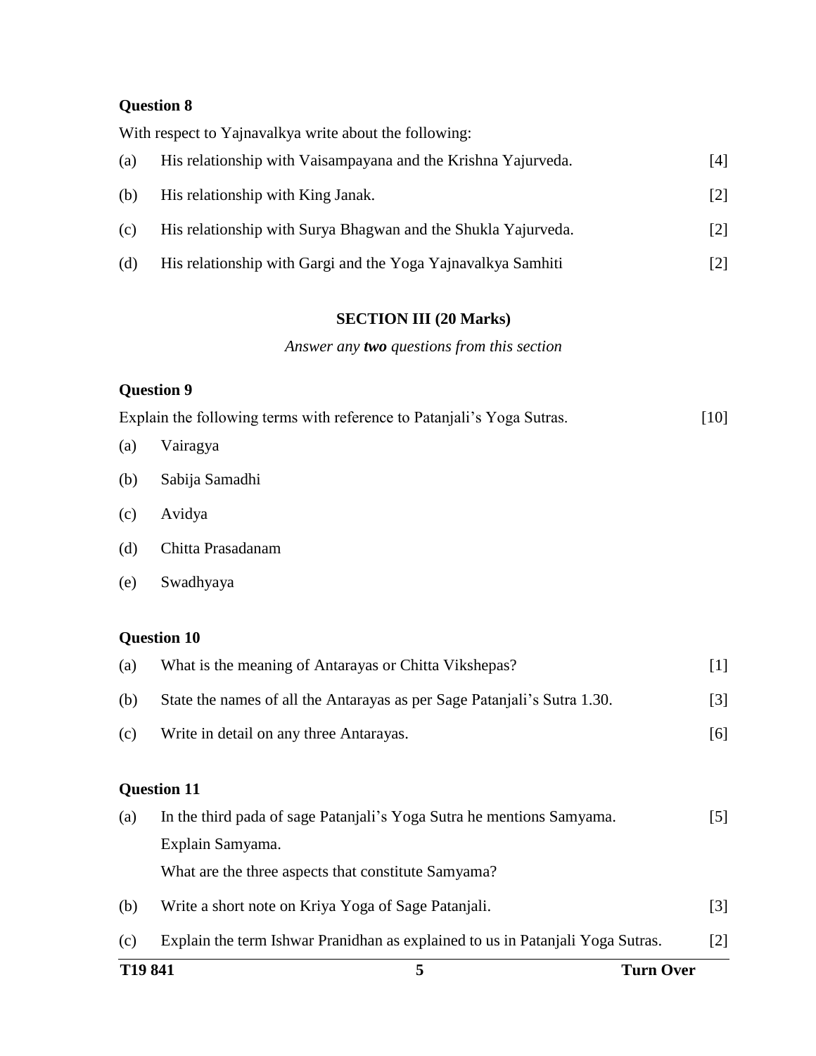**Question 8**

With respect to Yajnavalkya write about the following:

(a) His relationship with Vaisampayana and the Krishna Yajurveda. [4]

(b) His relationship with King Janak. [2]

(c) His relationship with Surya Bhagwan and the Shukla Yajurveda. [2]

(d) His relationship with Gargi and the Yoga Yajnavalkya Samhiti [2]

## SECTION III (20 Marks)

*Answer any **two** questions from this section*

**Question 9**

Explain the following terms with reference to Patanjali's Yoga Sutras. [10]

(a) Vairagya

(b) Sabija Samadhi

(c) Avidya

(d) Chitta Prasadanam

(e) Swadhyaya

**Question 10**

(a) What is the meaning of Antarayas or Chitta Vikshepas? [1]

(b) State the names of all the Antarayas as per Sage Patanjali's Sutra 1.30. [3]

(c) Write in detail on any three Antarayas. [6]

**Question 11**

(a) In the third pada of sage Patanjali's Yoga Sutra he mentions Samyama. [5]
Explain Samyama.
What are the three aspects that constitute Samyama?

(b) Write a short note on Kriya Yoga of Sage Patanjali. [3]

(c) Explain the term Ishwar Pranidhan as explained to us in Patanjali Yoga Sutras. [2]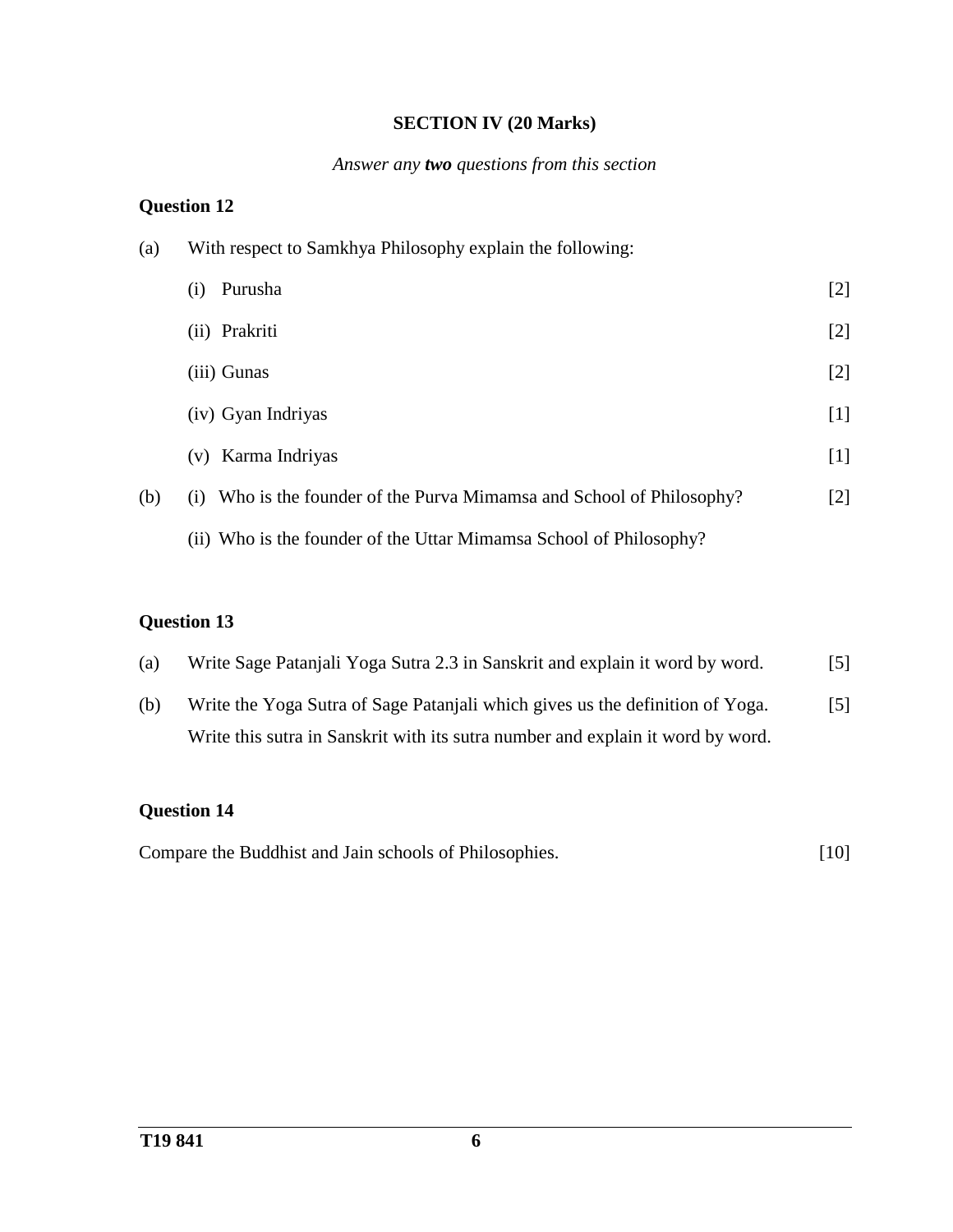**SECTION IV (20 Marks)**

*Answer any **two** questions from this section*

**Question 12**

(a) With respect to Samkhya Philosophy explain the following:

(i) Purusha [2]

(ii) Prakriti [2]

(iii) Gunas [2]

(iv) Gyan Indriyas [1]

(v) Karma Indriyas [1]

(b) (i) Who is the founder of the Purva Mimamsa and School of Philosophy? [2]

(ii) Who is the founder of the Uttar Mimamsa School of Philosophy?

**Question 13**

(a) Write Sage Patanjali Yoga Sutra 2.3 in Sanskrit and explain it word by word. [5]

(b) Write the Yoga Sutra of Sage Patanjali which gives us the definition of Yoga. Write this sutra in Sanskrit with its sutra number and explain it word by word. [5]

**Question 14**

Compare the Buddhist and Jain schools of Philosophies. [10]